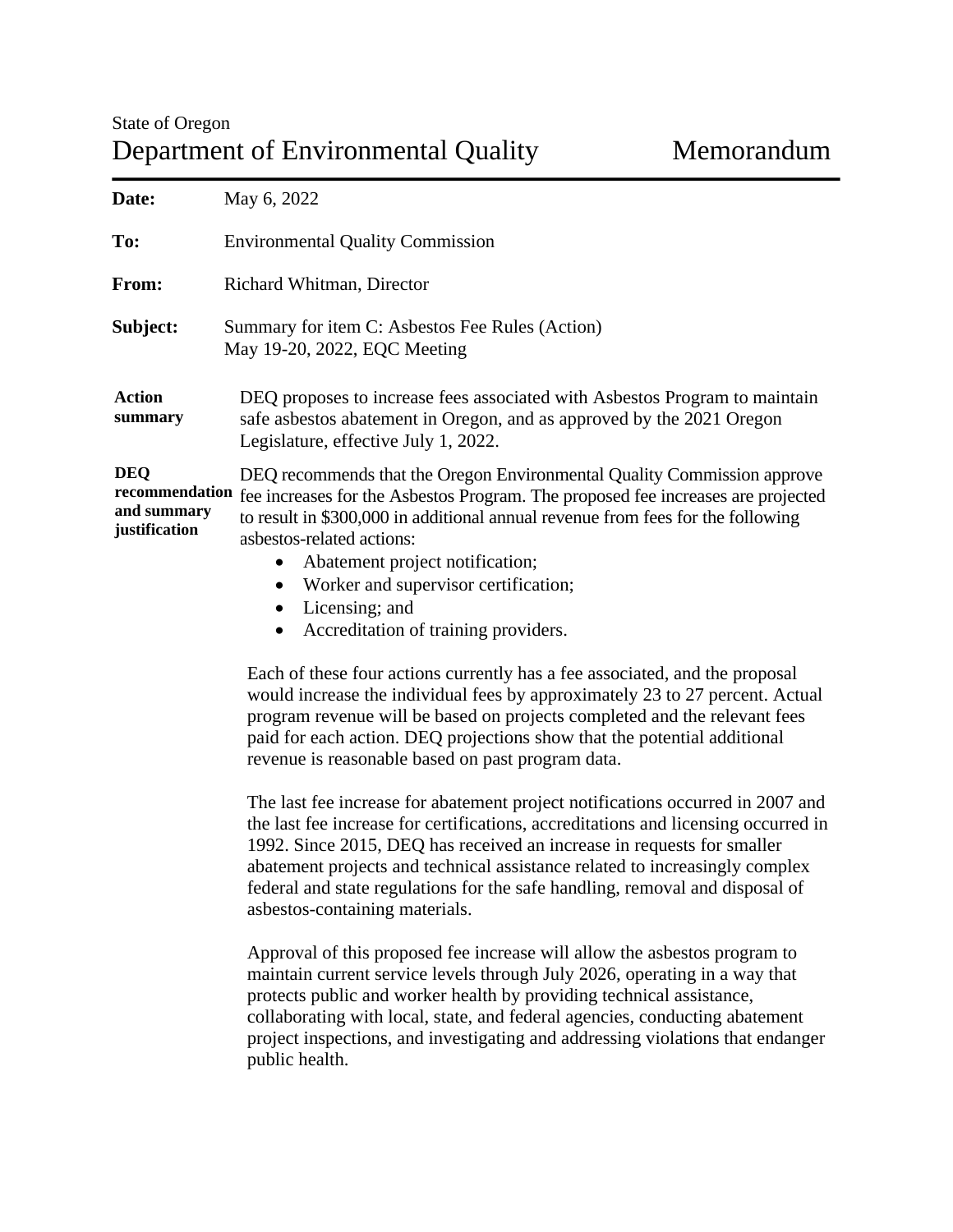State of Oregon

# Department of Environmental Quality — Memorandum

**Date:** May 6, 2022

**To:** Environmental Quality Commission

**From:** Richard Whitman, Director

**Subject:** Summary for item C: Asbestos Fee Rules (Action)
May 19-20, 2022, EQC Meeting

**Action summary**

DEQ proposes to increase fees associated with Asbestos Program to maintain safe asbestos abatement in Oregon, and as approved by the 2021 Oregon Legislature, effective July 1, 2022.

**DEQ recommendation and summary justification**

DEQ recommends that the Oregon Environmental Quality Commission approve fee increases for the Asbestos Program. The proposed fee increases are projected to result in $300,000 in additional annual revenue from fees for the following asbestos-related actions:

- Abatement project notification;
- Worker and supervisor certification;
- Licensing; and
- Accreditation of training providers.

Each of these four actions currently has a fee associated, and the proposal would increase the individual fees by approximately 23 to 27 percent. Actual program revenue will be based on projects completed and the relevant fees paid for each action. DEQ projections show that the potential additional revenue is reasonable based on past program data.

The last fee increase for abatement project notifications occurred in 2007 and the last fee increase for certifications, accreditations and licensing occurred in 1992. Since 2015, DEQ has received an increase in requests for smaller abatement projects and technical assistance related to increasingly complex federal and state regulations for the safe handling, removal and disposal of asbestos-containing materials.

Approval of this proposed fee increase will allow the asbestos program to maintain current service levels through July 2026, operating in a way that protects public and worker health by providing technical assistance, collaborating with local, state, and federal agencies, conducting abatement project inspections, and investigating and addressing violations that endanger public health.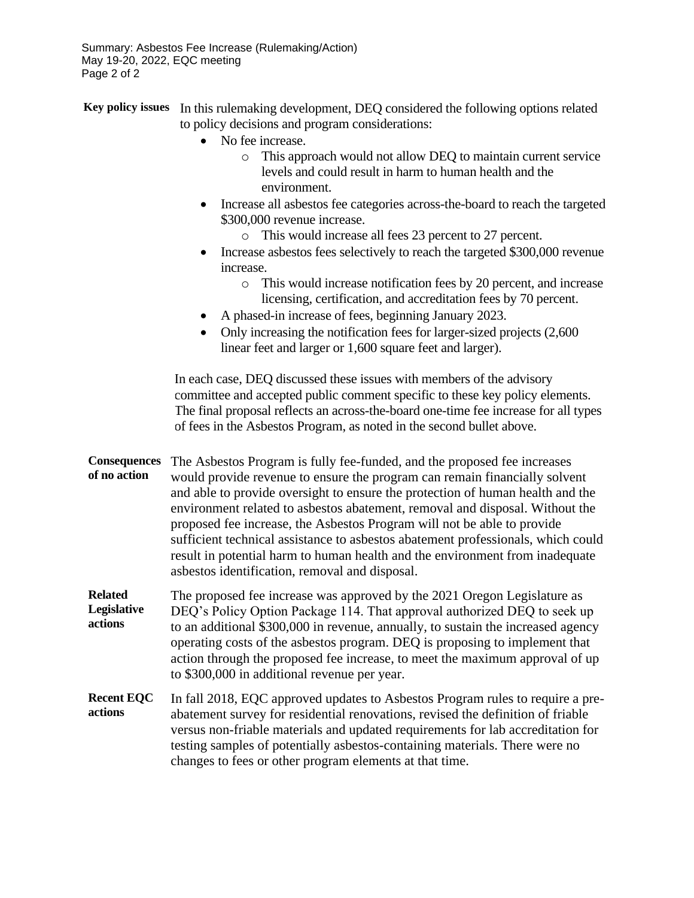**Key policy issues**

In this rulemaking development, DEQ considered the following options related to policy decisions and program considerations:

- No fee increase.
  - This approach would not allow DEQ to maintain current service levels and could result in harm to human health and the environment.
- Increase all asbestos fee categories across-the-board to reach the targeted \$300,000 revenue increase.
  - This would increase all fees 23 percent to 27 percent.
- Increase asbestos fees selectively to reach the targeted \$300,000 revenue increase.
  - This would increase notification fees by 20 percent, and increase licensing, certification, and accreditation fees by 70 percent.
- A phased-in increase of fees, beginning January 2023.
- Only increasing the notification fees for larger-sized projects (2,600 linear feet and larger or 1,600 square feet and larger).

In each case, DEQ discussed these issues with members of the advisory committee and accepted public comment specific to these key policy elements. The final proposal reflects an across-the-board one-time fee increase for all types of fees in the Asbestos Program, as noted in the second bullet above.

**Consequences of no action**

The Asbestos Program is fully fee-funded, and the proposed fee increases would provide revenue to ensure the program can remain financially solvent and able to provide oversight to ensure the protection of human health and the environment related to asbestos abatement, removal and disposal. Without the proposed fee increase, the Asbestos Program will not be able to provide sufficient technical assistance to asbestos abatement professionals, which could result in potential harm to human health and the environment from inadequate asbestos identification, removal and disposal.

**Related Legislative actions**

The proposed fee increase was approved by the 2021 Oregon Legislature as DEQ's Policy Option Package 114. That approval authorized DEQ to seek up to an additional \$300,000 in revenue, annually, to sustain the increased agency operating costs of the asbestos program. DEQ is proposing to implement that action through the proposed fee increase, to meet the maximum approval of up to \$300,000 in additional revenue per year.

**Recent EQC actions**

In fall 2018, EQC approved updates to Asbestos Program rules to require a pre-abatement survey for residential renovations, revised the definition of friable versus non-friable materials and updated requirements for lab accreditation for testing samples of potentially asbestos-containing materials. There were no changes to fees or other program elements at that time.